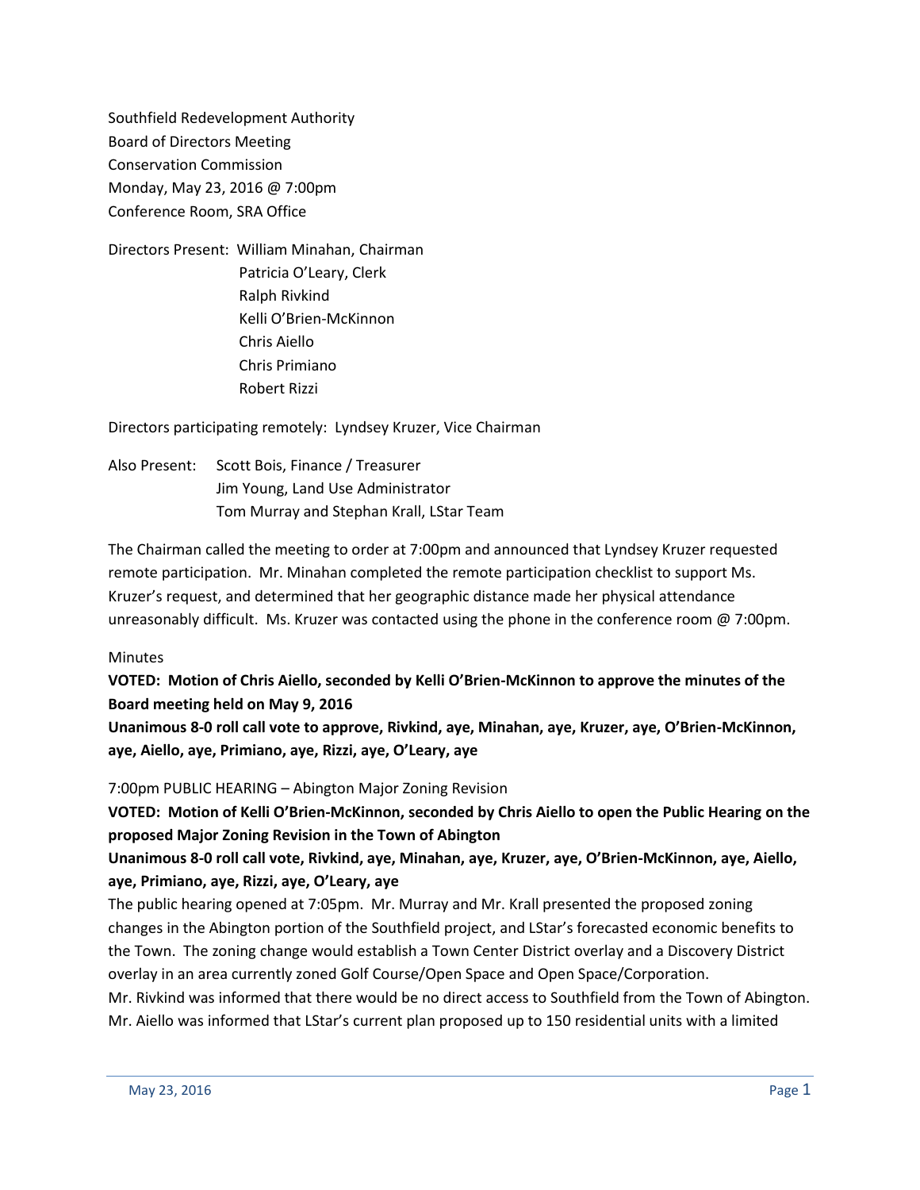Southfield Redevelopment Authority
Board of Directors Meeting
Conservation Commission
Monday, May 23, 2016 @ 7:00pm
Conference Room, SRA Office

Directors Present: William Minahan, Chairman
Patricia O'Leary, Clerk
Ralph Rivkind
Kelli O'Brien-McKinnon
Chris Aiello
Chris Primiano
Robert Rizzi

Directors participating remotely: Lyndsey Kruzer, Vice Chairman

Also Present: Scott Bois, Finance / Treasurer
Jim Young, Land Use Administrator
Tom Murray and Stephan Krall, LStar Team

The Chairman called the meeting to order at 7:00pm and announced that Lyndsey Kruzer requested remote participation. Mr. Minahan completed the remote participation checklist to support Ms. Kruzer's request, and determined that her geographic distance made her physical attendance unreasonably difficult. Ms. Kruzer was contacted using the phone in the conference room @ 7:00pm.

Minutes

**VOTED: Motion of Chris Aiello, seconded by Kelli O'Brien-McKinnon to approve the minutes of the Board meeting held on May 9, 2016**

**Unanimous 8-0 roll call vote to approve, Rivkind, aye, Minahan, aye, Kruzer, aye, O'Brien-McKinnon, aye, Aiello, aye, Primiano, aye, Rizzi, aye, O'Leary, aye**

7:00pm PUBLIC HEARING – Abington Major Zoning Revision

**VOTED: Motion of Kelli O'Brien-McKinnon, seconded by Chris Aiello to open the Public Hearing on the proposed Major Zoning Revision in the Town of Abington**

**Unanimous 8-0 roll call vote, Rivkind, aye, Minahan, aye, Kruzer, aye, O'Brien-McKinnon, aye, Aiello, aye, Primiano, aye, Rizzi, aye, O'Leary, aye**

The public hearing opened at 7:05pm. Mr. Murray and Mr. Krall presented the proposed zoning changes in the Abington portion of the Southfield project, and LStar's forecasted economic benefits to the Town. The zoning change would establish a Town Center District overlay and a Discovery District overlay in an area currently zoned Golf Course/Open Space and Open Space/Corporation.

Mr. Rivkind was informed that there would be no direct access to Southfield from the Town of Abington.
Mr. Aiello was informed that LStar's current plan proposed up to 150 residential units with a limited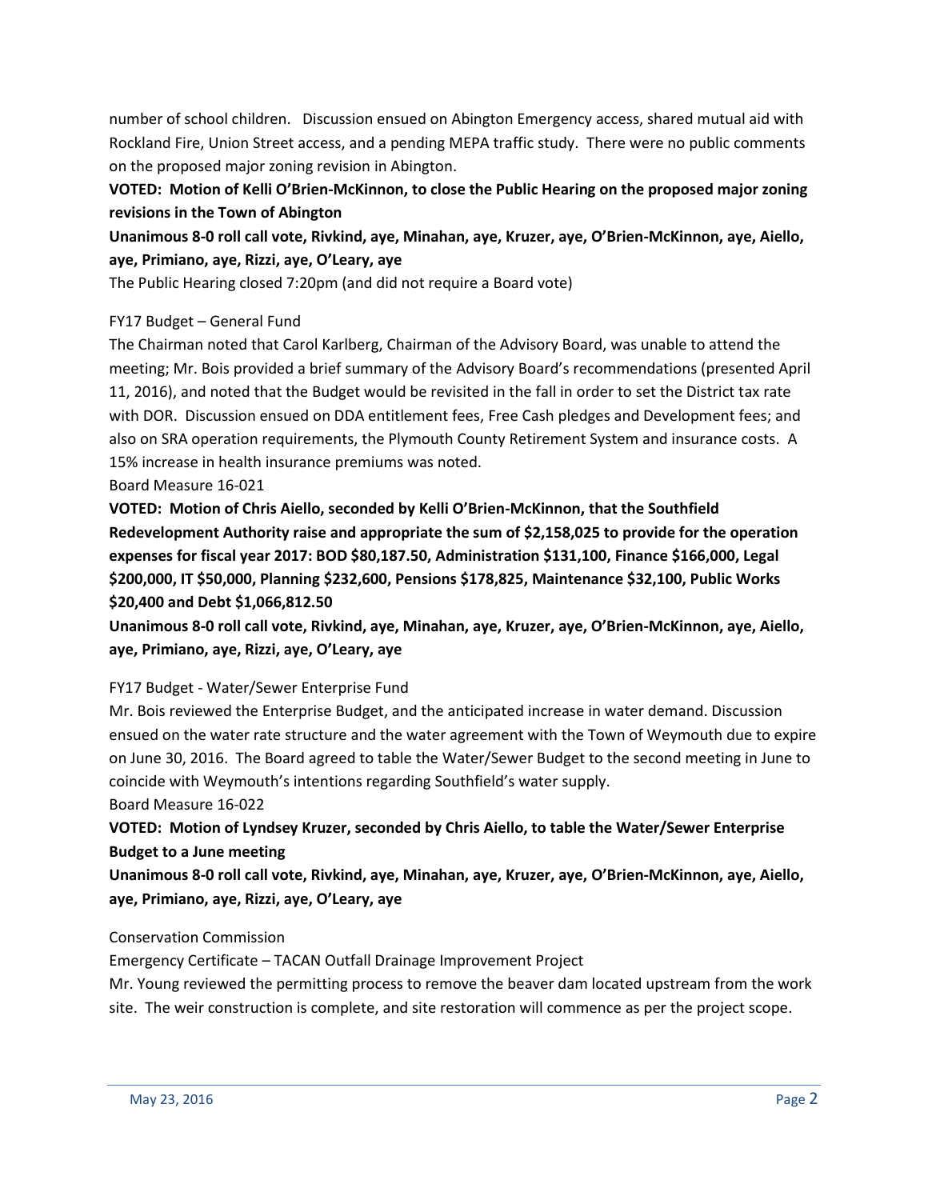number of school children. Discussion ensued on Abington Emergency access, shared mutual aid with Rockland Fire, Union Street access, and a pending MEPA traffic study. There were no public comments on the proposed major zoning revision in Abington.

**VOTED: Motion of Kelli O'Brien-McKinnon, to close the Public Hearing on the proposed major zoning revisions in the Town of Abington**

**Unanimous 8-0 roll call vote, Rivkind, aye, Minahan, aye, Kruzer, aye, O'Brien-McKinnon, aye, Aiello, aye, Primiano, aye, Rizzi, aye, O'Leary, aye**

The Public Hearing closed 7:20pm (and did not require a Board vote)

FY17 Budget – General Fund

The Chairman noted that Carol Karlberg, Chairman of the Advisory Board, was unable to attend the meeting; Mr. Bois provided a brief summary of the Advisory Board's recommendations (presented April 11, 2016), and noted that the Budget would be revisited in the fall in order to set the District tax rate with DOR. Discussion ensued on DDA entitlement fees, Free Cash pledges and Development fees; and also on SRA operation requirements, the Plymouth County Retirement System and insurance costs. A 15% increase in health insurance premiums was noted.

Board Measure 16-021

**VOTED: Motion of Chris Aiello, seconded by Kelli O'Brien-McKinnon, that the Southfield Redevelopment Authority raise and appropriate the sum of $2,158,025 to provide for the operation expenses for fiscal year 2017: BOD $80,187.50, Administration $131,100, Finance $166,000, Legal $200,000, IT $50,000, Planning $232,600, Pensions $178,825, Maintenance $32,100, Public Works $20,400 and Debt $1,066,812.50**

**Unanimous 8-0 roll call vote, Rivkind, aye, Minahan, aye, Kruzer, aye, O'Brien-McKinnon, aye, Aiello, aye, Primiano, aye, Rizzi, aye, O'Leary, aye**

FY17 Budget - Water/Sewer Enterprise Fund

Mr. Bois reviewed the Enterprise Budget, and the anticipated increase in water demand. Discussion ensued on the water rate structure and the water agreement with the Town of Weymouth due to expire on June 30, 2016. The Board agreed to table the Water/Sewer Budget to the second meeting in June to coincide with Weymouth's intentions regarding Southfield's water supply.

Board Measure 16-022

**VOTED: Motion of Lyndsey Kruzer, seconded by Chris Aiello, to table the Water/Sewer Enterprise Budget to a June meeting**

**Unanimous 8-0 roll call vote, Rivkind, aye, Minahan, aye, Kruzer, aye, O'Brien-McKinnon, aye, Aiello, aye, Primiano, aye, Rizzi, aye, O'Leary, aye**

Conservation Commission

Emergency Certificate – TACAN Outfall Drainage Improvement Project

Mr. Young reviewed the permitting process to remove the beaver dam located upstream from the work site. The weir construction is complete, and site restoration will commence as per the project scope.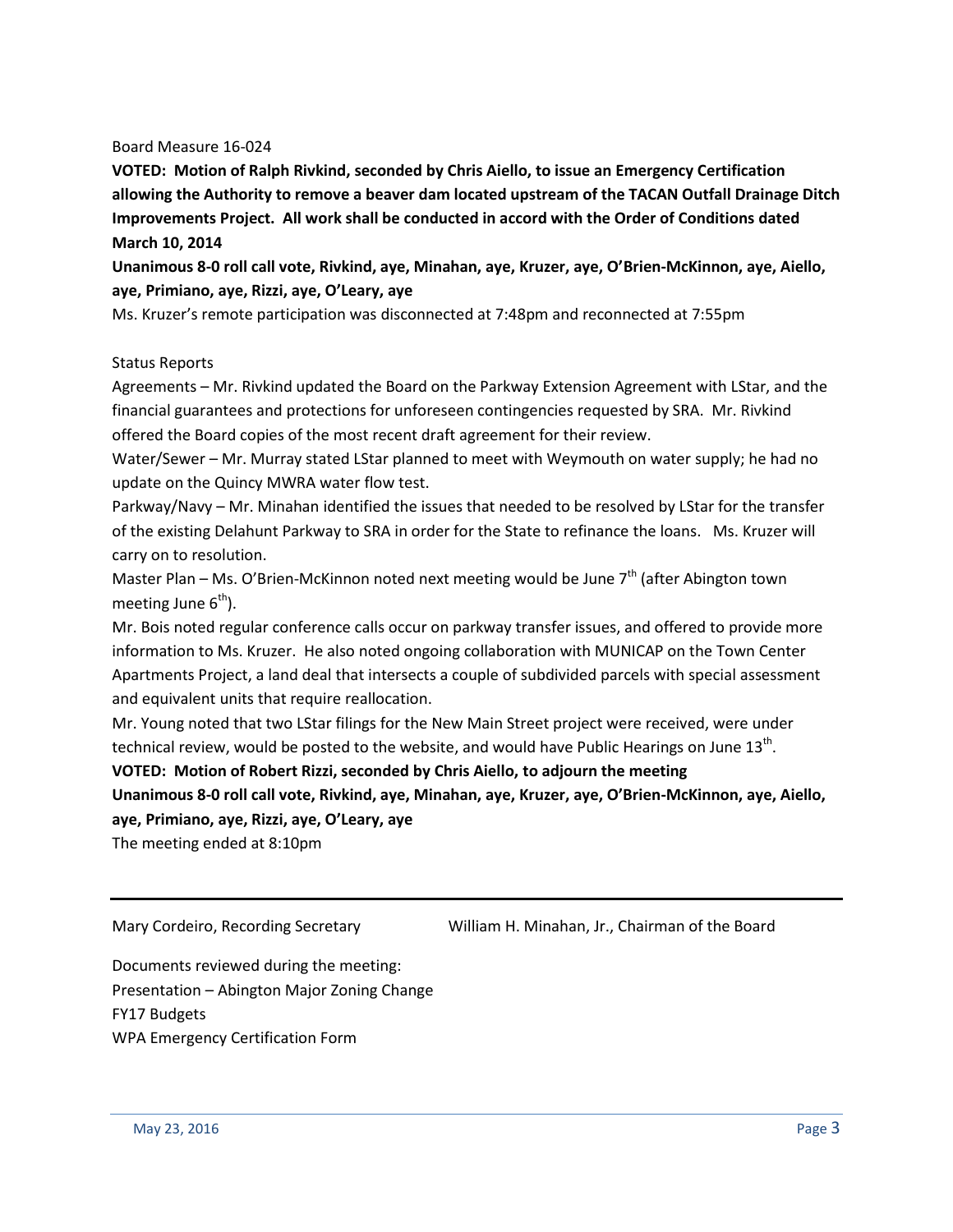Board Measure 16-024

**VOTED: Motion of Ralph Rivkind, seconded by Chris Aiello, to issue an Emergency Certification allowing the Authority to remove a beaver dam located upstream of the TACAN Outfall Drainage Ditch Improvements Project. All work shall be conducted in accord with the Order of Conditions dated March 10, 2014**

**Unanimous 8-0 roll call vote, Rivkind, aye, Minahan, aye, Kruzer, aye, O'Brien-McKinnon, aye, Aiello, aye, Primiano, aye, Rizzi, aye, O'Leary, aye**

Ms. Kruzer's remote participation was disconnected at 7:48pm and reconnected at 7:55pm

Status Reports

Agreements – Mr. Rivkind updated the Board on the Parkway Extension Agreement with LStar, and the financial guarantees and protections for unforeseen contingencies requested by SRA. Mr. Rivkind offered the Board copies of the most recent draft agreement for their review.

Water/Sewer – Mr. Murray stated LStar planned to meet with Weymouth on water supply; he had no update on the Quincy MWRA water flow test.

Parkway/Navy – Mr. Minahan identified the issues that needed to be resolved by LStar for the transfer of the existing Delahunt Parkway to SRA in order for the State to refinance the loans. Ms. Kruzer will carry on to resolution.

Master Plan – Ms. O'Brien-McKinnon noted next meeting would be June 7th (after Abington town meeting June 6th).

Mr. Bois noted regular conference calls occur on parkway transfer issues, and offered to provide more information to Ms. Kruzer. He also noted ongoing collaboration with MUNICAP on the Town Center Apartments Project, a land deal that intersects a couple of subdivided parcels with special assessment and equivalent units that require reallocation.

Mr. Young noted that two LStar filings for the New Main Street project were received, were under technical review, would be posted to the website, and would have Public Hearings on June 13th.

**VOTED: Motion of Robert Rizzi, seconded by Chris Aiello, to adjourn the meeting**

**Unanimous 8-0 roll call vote, Rivkind, aye, Minahan, aye, Kruzer, aye, O'Brien-McKinnon, aye, Aiello, aye, Primiano, aye, Rizzi, aye, O'Leary, aye**

The meeting ended at 8:10pm

---

Mary Cordeiro, Recording Secretary          William H. Minahan, Jr., Chairman of the Board

Documents reviewed during the meeting:

Presentation – Abington Major Zoning Change

FY17 Budgets

WPA Emergency Certification Form